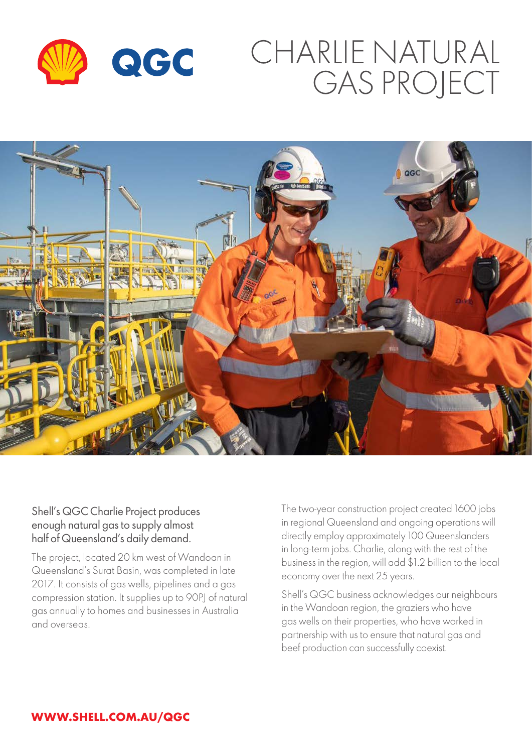# CHARLIE NATURAL GAS PROJECT

**Shell's QGC Charlie Project produces enough natural gas to supply almost half of Queensland's daily demand.**

The project, located 20 km west of Wandoan in Queensland's Surat Basin, was completed in late 2017. It consists of gas wells, pipelines and a gas compression station. It supplies up to 90PJ of natural gas annually to homes and businesses in Australia and overseas.

The two-year construction project created 1600 jobs in regional Queensland and ongoing operations will directly employ approximately 100 Queenslanders in long-term jobs. Charlie, along with the rest of the business in the region, will add $1.2 billion to the local economy over the next 25 years.

Shell's QGC business acknowledges our neighbours in the Wandoan region, the graziers who have gas wells on their properties, who have worked in partnership with us to ensure that natural gas and beef production can successfully coexist.

**WWW.SHELL.COM.AU/QGC**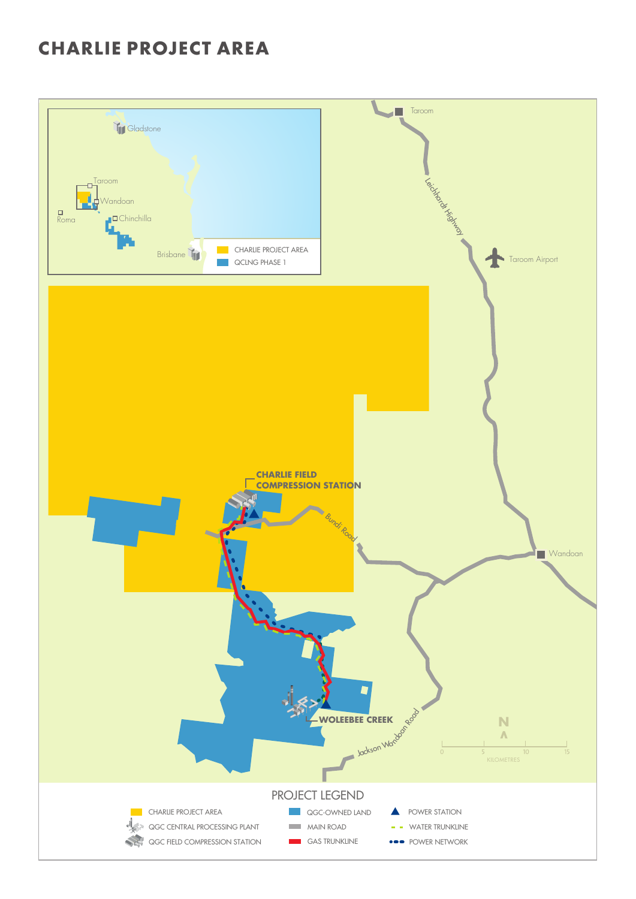# CHARLIE PROJECT AREA

Taroom

Leichhardt Highway

Taroom Airport

Wandoan

Bundi Road

Jackson Wandoan Road

CHARLIE FIELD COMPRESSION STATION

WOLEEBEE CREEK

Gladstone

Taroom

Wandoan

Roma

Chinchilla

Brisbane

CHARLIE PROJECT AREA

QCLNG PHASE 1

N

0 5 10 15

KILOMETRES

PROJECT LEGEND

- CHARLIE PROJECT AREA
- QGC CENTRAL PROCESSING PLANT
- QGC FIELD COMPRESSION STATION
- QGC-OWNED LAND
- MAIN ROAD
- GAS TRUNKLINE
- POWER STATION
- WATER TRUNKLINE
- POWER NETWORK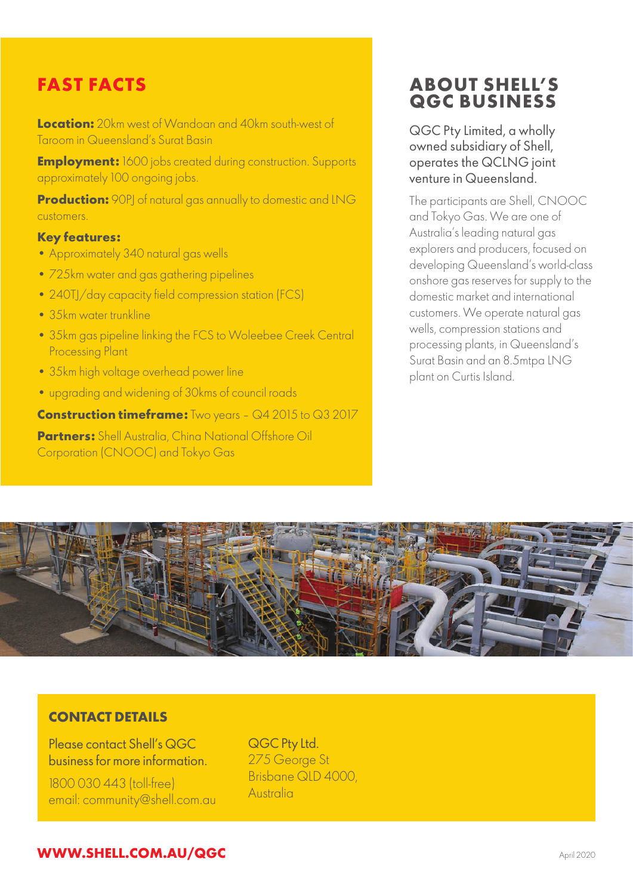## FAST FACTS

**Location:** 20km west of Wandoan and 40km south-west of Taroom in Queensland's Surat Basin

**Employment:** 1600 jobs created during construction. Supports approximately 100 ongoing jobs.

**Production:** 90PJ of natural gas annually to domestic and LNG customers.

**Key features:**

- Approximately 340 natural gas wells
- 725km water and gas gathering pipelines
- 240TJ/day capacity field compression station (FCS)
- 35km water trunkline
- 35km gas pipeline linking the FCS to Woleebee Creek Central Processing Plant
- 35km high voltage overhead power line
- upgrading and widening of 30kms of council roads

**Construction timeframe:** Two years – Q4 2015 to Q3 2017

**Partners:** Shell Australia, China National Offshore Oil Corporation (CNOOC) and Tokyo Gas

## ABOUT SHELL'S QGC BUSINESS

QGC Pty Limited, a wholly owned subsidiary of Shell, operates the QCLNG joint venture in Queensland.

The participants are Shell, CNOOC and Tokyo Gas. We are one of Australia's leading natural gas explorers and producers, focused on developing Queensland's world-class onshore gas reserves for supply to the domestic market and international customers. We operate natural gas wells, compression stations and processing plants, in Queensland's Surat Basin and an 8.5mtpa LNG plant on Curtis Island.

## CONTACT DETAILS

Please contact Shell's QGC business for more information.

1800 030 443 (toll-free)
email: community@shell.com.au

QGC Pty Ltd.
275 George St
Brisbane QLD 4000,
Australia

**WWW.SHELL.COM.AU/QGC**

April 2020